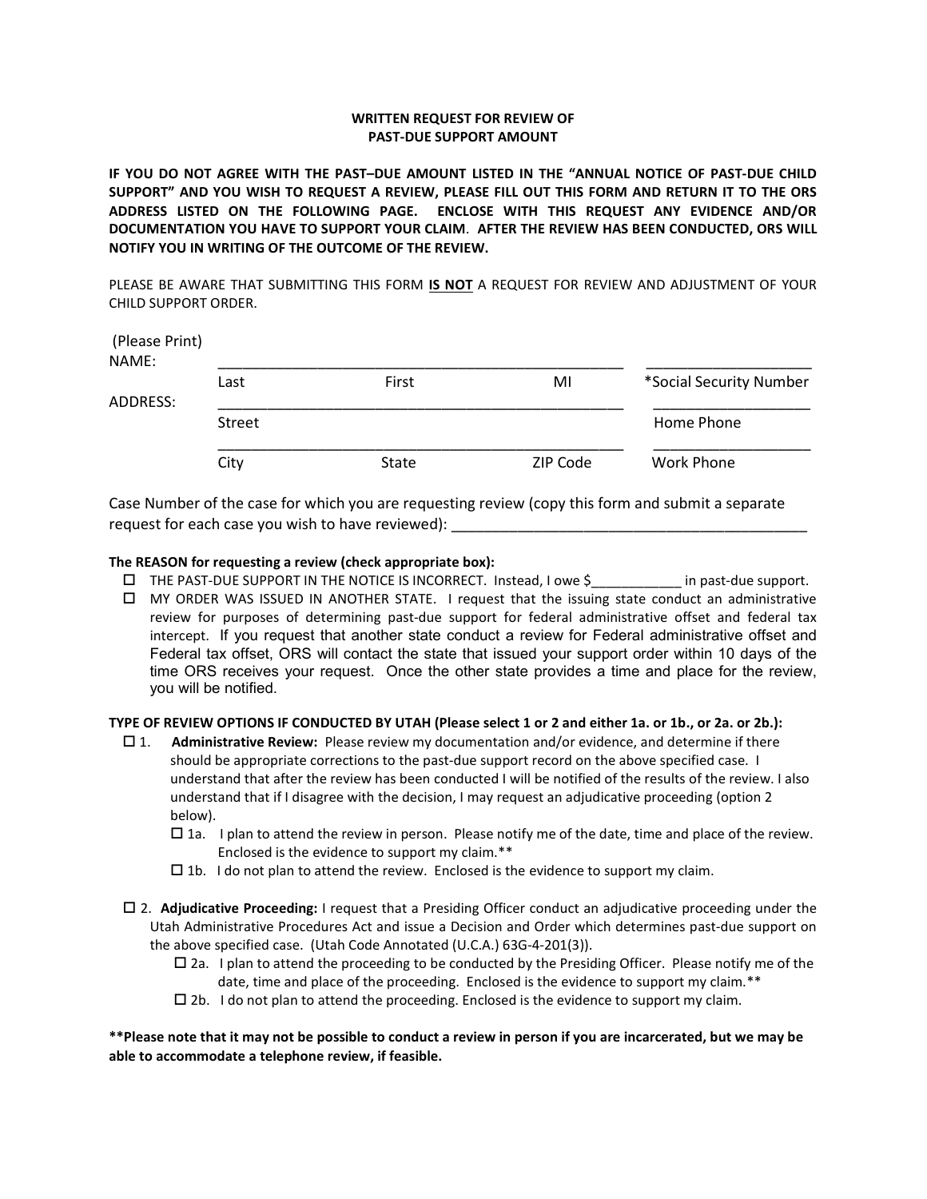# WRITTEN REQUEST FOR REVIEW OF PAST-DUE SUPPORT AMOUNT

**IF YOU DO NOT AGREE WITH THE PAST–DUE AMOUNT LISTED IN THE "ANNUAL NOTICE OF PAST-DUE CHILD SUPPORT" AND YOU WISH TO REQUEST A REVIEW, PLEASE FILL OUT THIS FORM AND RETURN IT TO THE ORS ADDRESS LISTED ON THE FOLLOWING PAGE. ENCLOSE WITH THIS REQUEST ANY EVIDENCE AND/OR DOCUMENTATION YOU HAVE TO SUPPORT YOUR CLAIM. AFTER THE REVIEW HAS BEEN CONDUCTED, ORS WILL NOTIFY YOU IN WRITING OF THE OUTCOME OF THE REVIEW.**

PLEASE BE AWARE THAT SUBMITTING THIS FORM <u>**IS NOT**</u> A REQUEST FOR REVIEW AND ADJUSTMENT OF YOUR CHILD SUPPORT ORDER.

(Please Print)

NAME: ________________________________________________ ____________________
Last First MI *Social Security Number

ADDRESS: ________________________________________________ ____________________
Street Home Phone

________________________________________________ ____________________
City State ZIP Code Work Phone

Case Number of the case for which you are requesting review (copy this form and submit a separate request for each case you wish to have reviewed): ____________________________________________

**The REASON for requesting a review (check appropriate box):**

- ☐ THE PAST-DUE SUPPORT IN THE NOTICE IS INCORRECT. Instead, I owe $___________ in past-due support.
- ☐ MY ORDER WAS ISSUED IN ANOTHER STATE. I request that the issuing state conduct an administrative review for purposes of determining past-due support for federal administrative offset and federal tax intercept. If you request that another state conduct a review for Federal administrative offset and Federal tax offset, ORS will contact the state that issued your support order within 10 days of the time ORS receives your request. Once the other state provides a time and place for the review, you will be notified.

**TYPE OF REVIEW OPTIONS IF CONDUCTED BY UTAH (Please select 1 or 2 and either 1a. or 1b., or 2a. or 2b.):**

☐ 1. **Administrative Review:** Please review my documentation and/or evidence, and determine if there should be appropriate corrections to the past-due support record on the above specified case. I understand that after the review has been conducted I will be notified of the results of the review. I also understand that if I disagree with the decision, I may request an adjudicative proceeding (option 2 below).

- ☐ 1a. I plan to attend the review in person. Please notify me of the date, time and place of the review. Enclosed is the evidence to support my claim.**
- ☐ 1b. I do not plan to attend the review. Enclosed is the evidence to support my claim.

☐ 2. **Adjudicative Proceeding:** I request that a Presiding Officer conduct an adjudicative proceeding under the Utah Administrative Procedures Act and issue a Decision and Order which determines past-due support on the above specified case. (Utah Code Annotated (U.C.A.) 63G-4-201(3)).

- ☐ 2a. I plan to attend the proceeding to be conducted by the Presiding Officer. Please notify me of the date, time and place of the proceeding. Enclosed is the evidence to support my claim.**
- ☐ 2b. I do not plan to attend the proceeding. Enclosed is the evidence to support my claim.

****Please note that it may not be possible to conduct a review in person if you are incarcerated, but we may be able to accommodate a telephone review, if feasible.**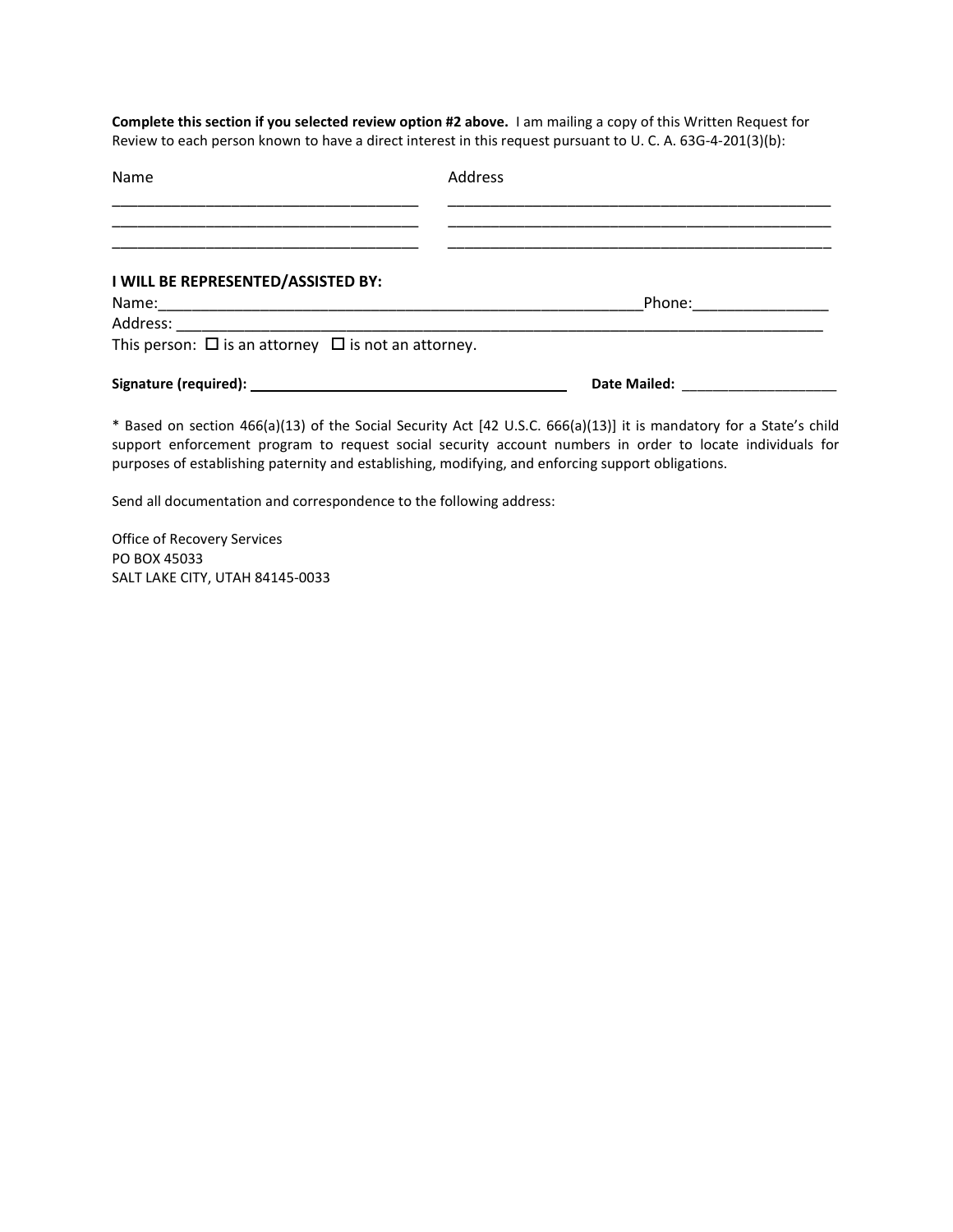**Complete this section if you selected review option #2 above.** I am mailing a copy of this Written Request for Review to each person known to have a direct interest in this request pursuant to U. C. A. 63G-4-201(3)(b):

| Name | Address |
| --- | --- |
| ___________________________________ | ______________________________________________ |
| ___________________________________ | ______________________________________________ |
| ___________________________________ | ______________________________________________ |

**I WILL BE REPRESENTED/ASSISTED BY:**

Name:_______________________________________________________Phone:________________

Address: ______________________________________________________________________________

This person: ☐ is an attorney ☐ is not an attorney.

**Signature (required):** ______________________________________ **Date Mailed:** ___________________

* Based on section 466(a)(13) of the Social Security Act [42 U.S.C. 666(a)(13)] it is mandatory for a State's child support enforcement program to request social security account numbers in order to locate individuals for purposes of establishing paternity and establishing, modifying, and enforcing support obligations.

Send all documentation and correspondence to the following address:

Office of Recovery Services
PO BOX 45033
SALT LAKE CITY, UTAH 84145-0033